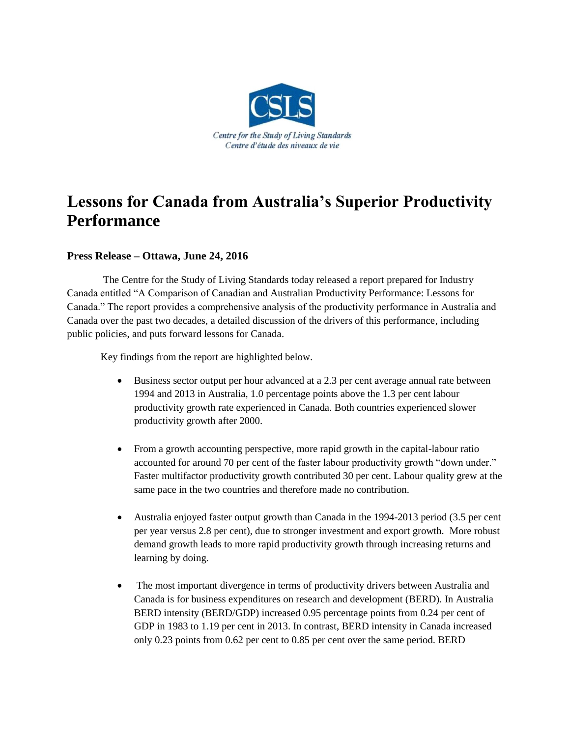CSLS

*Centre for the Study of Living Standards*
*Centre d'étude des niveaux de vie*

# Lessons for Canada from Australia's Superior Productivity Performance

### Press Release – Ottawa, June 24, 2016

The Centre for the Study of Living Standards today released a report prepared for Industry Canada entitled "A Comparison of Canadian and Australian Productivity Performance: Lessons for Canada." The report provides a comprehensive analysis of the productivity performance in Australia and Canada over the past two decades, a detailed discussion of the drivers of this performance, including public policies, and puts forward lessons for Canada.

Key findings from the report are highlighted below.

- Business sector output per hour advanced at a 2.3 per cent average annual rate between 1994 and 2013 in Australia, 1.0 percentage points above the 1.3 per cent labour productivity growth rate experienced in Canada. Both countries experienced slower productivity growth after 2000.

- From a growth accounting perspective, more rapid growth in the capital-labour ratio accounted for around 70 per cent of the faster labour productivity growth "down under." Faster multifactor productivity growth contributed 30 per cent. Labour quality grew at the same pace in the two countries and therefore made no contribution.

- Australia enjoyed faster output growth than Canada in the 1994-2013 period (3.5 per cent per year versus 2.8 per cent), due to stronger investment and export growth. More robust demand growth leads to more rapid productivity growth through increasing returns and learning by doing.

- The most important divergence in terms of productivity drivers between Australia and Canada is for business expenditures on research and development (BERD). In Australia BERD intensity (BERD/GDP) increased 0.95 percentage points from 0.24 per cent of GDP in 1983 to 1.19 per cent in 2013. In contrast, BERD intensity in Canada increased only 0.23 points from 0.62 per cent to 0.85 per cent over the same period. BERD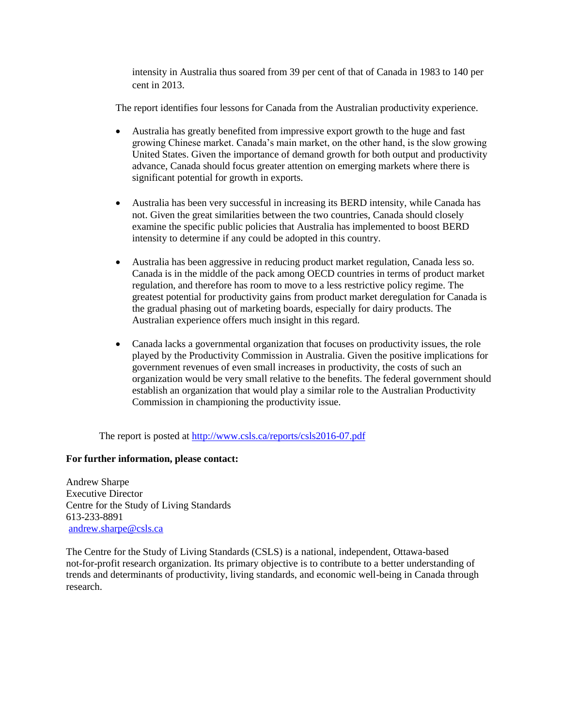intensity in Australia thus soared from 39 per cent of that of Canada in 1983 to 140 per cent in 2013.

The report identifies four lessons for Canada from the Australian productivity experience.

- Australia has greatly benefited from impressive export growth to the huge and fast growing Chinese market. Canada's main market, on the other hand, is the slow growing United States. Given the importance of demand growth for both output and productivity advance, Canada should focus greater attention on emerging markets where there is significant potential for growth in exports.

- Australia has been very successful in increasing its BERD intensity, while Canada has not. Given the great similarities between the two countries, Canada should closely examine the specific public policies that Australia has implemented to boost BERD intensity to determine if any could be adopted in this country.

- Australia has been aggressive in reducing product market regulation, Canada less so. Canada is in the middle of the pack among OECD countries in terms of product market regulation, and therefore has room to move to a less restrictive policy regime. The greatest potential for productivity gains from product market deregulation for Canada is the gradual phasing out of marketing boards, especially for dairy products. The Australian experience offers much insight in this regard.

- Canada lacks a governmental organization that focuses on productivity issues, the role played by the Productivity Commission in Australia. Given the positive implications for government revenues of even small increases in productivity, the costs of such an organization would be very small relative to the benefits. The federal government should establish an organization that would play a similar role to the Australian Productivity Commission in championing the productivity issue.

The report is posted at [http://www.csls.ca/reports/csls2016-07.pdf](http://www.csls.ca/reports/csls2016-07.pdf)

**For further information, please contact:**

Andrew Sharpe
Executive Director
Centre for the Study of Living Standards
613-233-8891
[andrew.sharpe@csls.ca](mailto:andrew.sharpe@csls.ca)

The Centre for the Study of Living Standards (CSLS) is a national, independent, Ottawa-based not-for-profit research organization. Its primary objective is to contribute to a better understanding of trends and determinants of productivity, living standards, and economic well-being in Canada through research.